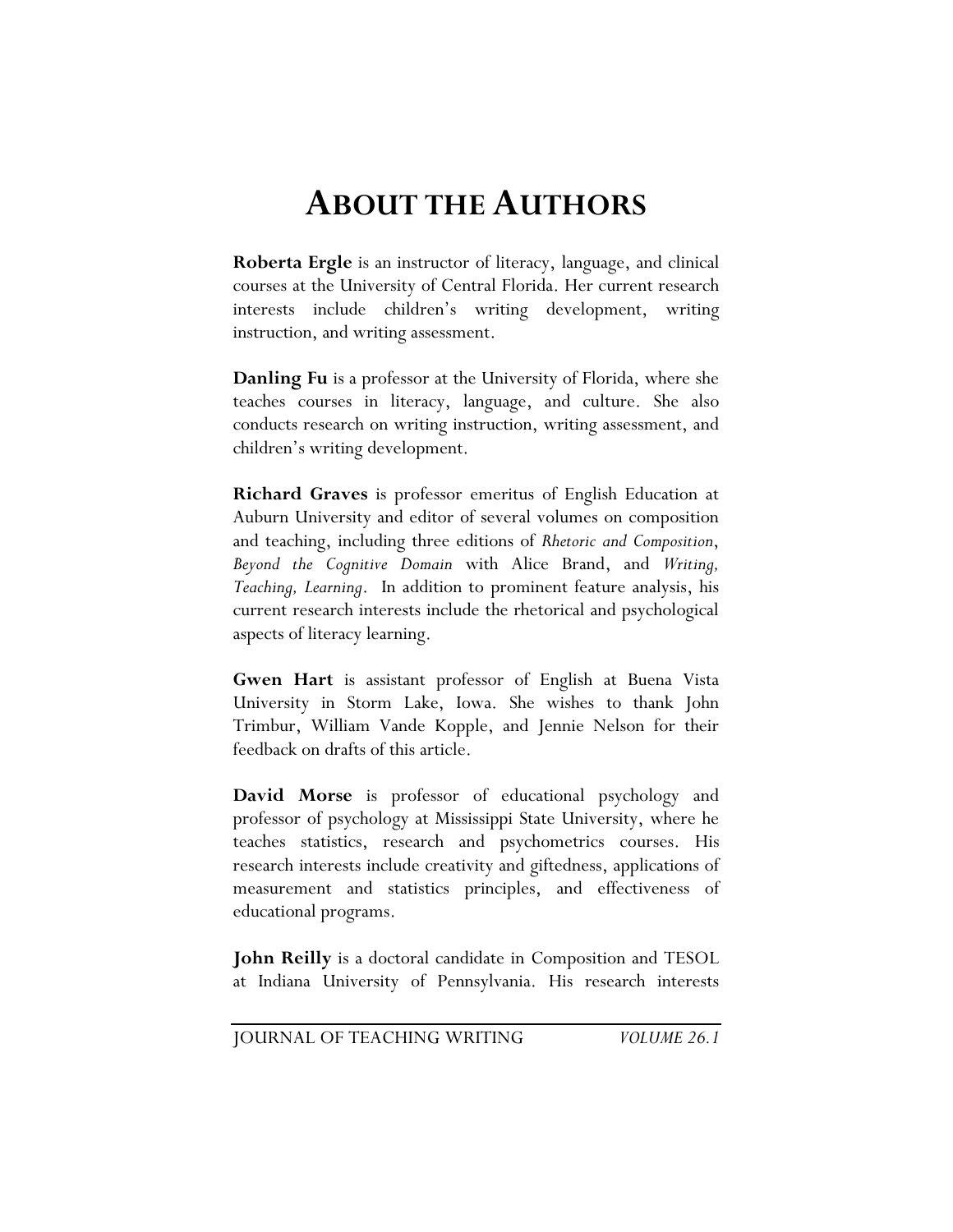# About the Authors

**Roberta Ergle** is an instructor of literacy, language, and clinical courses at the University of Central Florida. Her current research interests include children's writing development, writing instruction, and writing assessment.

**Danling Fu** is a professor at the University of Florida, where she teaches courses in literacy, language, and culture. She also conducts research on writing instruction, writing assessment, and children's writing development.

**Richard Graves** is professor emeritus of English Education at Auburn University and editor of several volumes on composition and teaching, including three editions of *Rhetoric and Composition*, *Beyond the Cognitive Domain* with Alice Brand, and *Writing, Teaching, Learning*. In addition to prominent feature analysis, his current research interests include the rhetorical and psychological aspects of literacy learning.

**Gwen Hart** is assistant professor of English at Buena Vista University in Storm Lake, Iowa. She wishes to thank John Trimbur, William Vande Kopple, and Jennie Nelson for their feedback on drafts of this article.

**David Morse** is professor of educational psychology and professor of psychology at Mississippi State University, where he teaches statistics, research and psychometrics courses. His research interests include creativity and giftedness, applications of measurement and statistics principles, and effectiveness of educational programs.

**John Reilly** is a doctoral candidate in Composition and TESOL at Indiana University of Pennsylvania. His research interests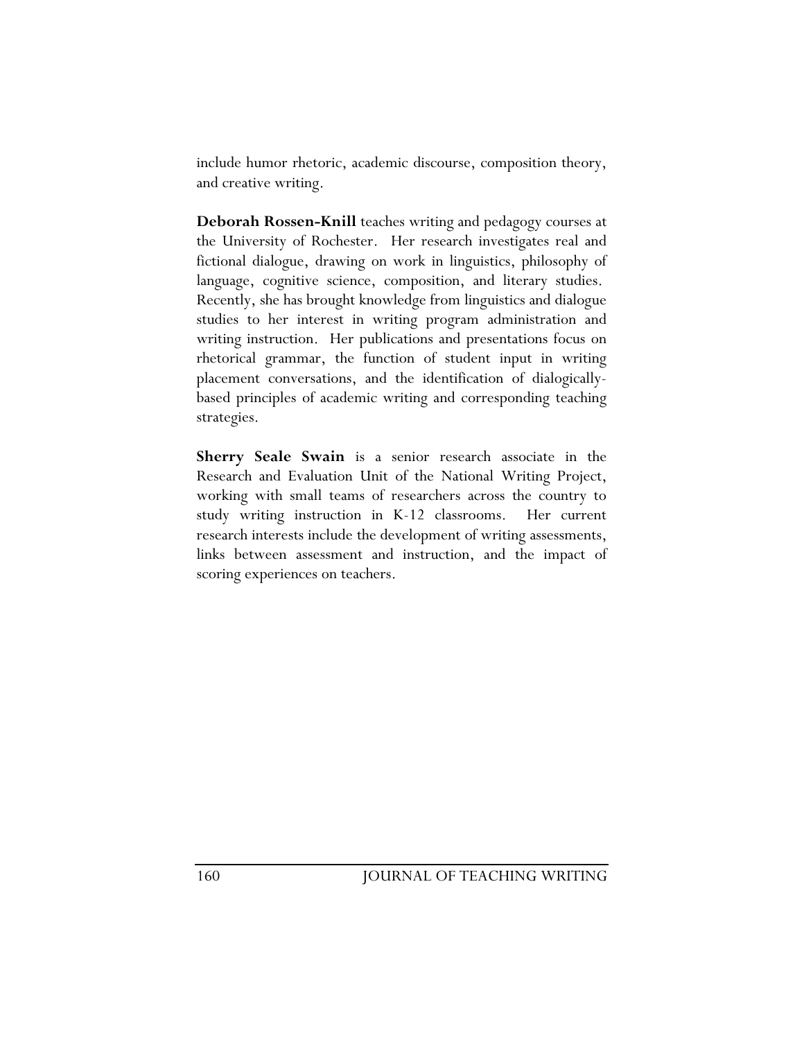include humor rhetoric, academic discourse, composition theory, and creative writing.

**Deborah Rossen-Knill** teaches writing and pedagogy courses at the University of Rochester. Her research investigates real and fictional dialogue, drawing on work in linguistics, philosophy of language, cognitive science, composition, and literary studies. Recently, she has brought knowledge from linguistics and dialogue studies to her interest in writing program administration and writing instruction. Her publications and presentations focus on rhetorical grammar, the function of student input in writing placement conversations, and the identification of dialogically-based principles of academic writing and corresponding teaching strategies.

**Sherry Seale Swain** is a senior research associate in the Research and Evaluation Unit of the National Writing Project, working with small teams of researchers across the country to study writing instruction in K-12 classrooms. Her current research interests include the development of writing assessments, links between assessment and instruction, and the impact of scoring experiences on teachers.